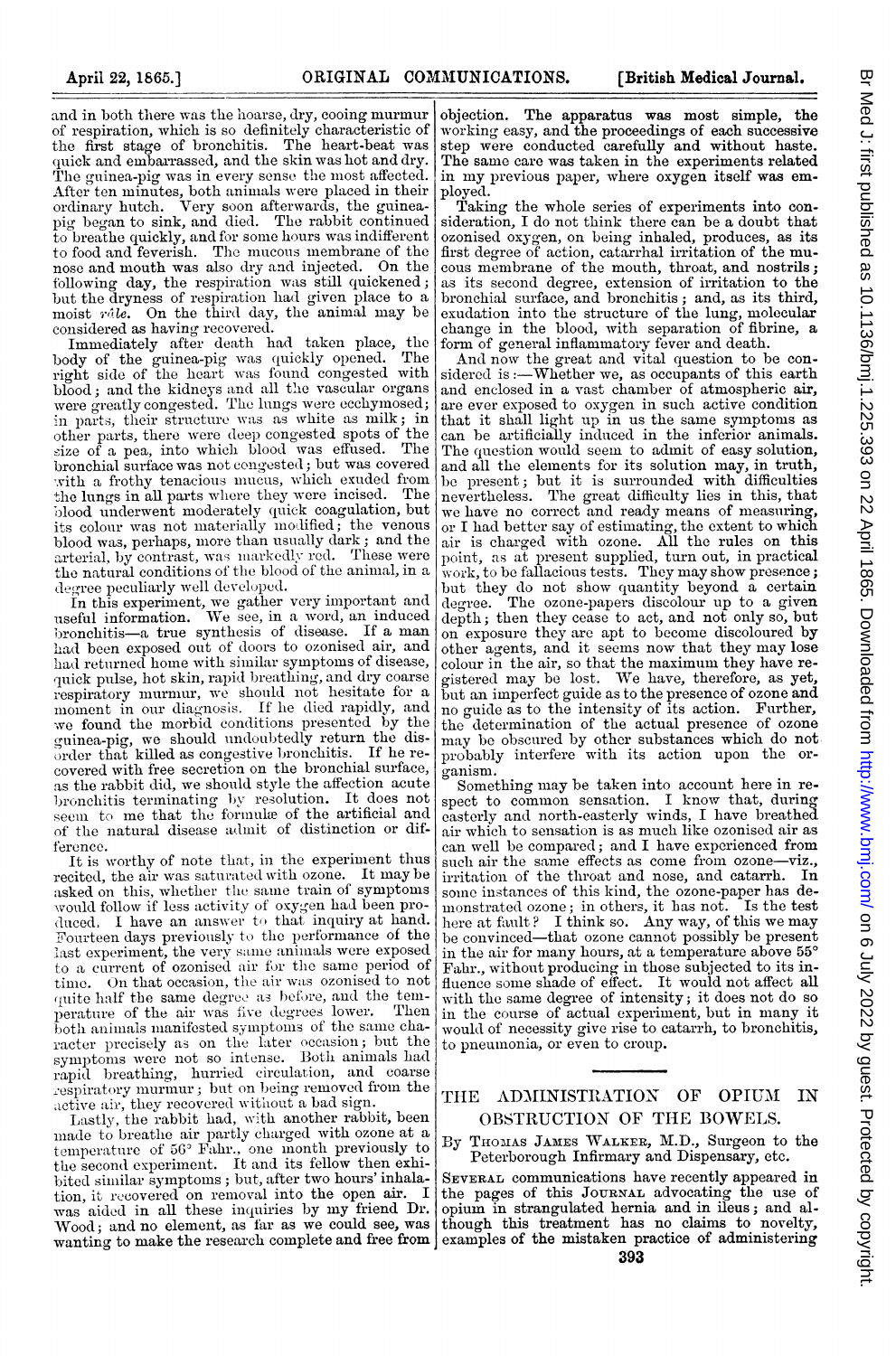and in both there was the hoarse, dry, cooing murmur of respiration, which is so definitely characteristic of the first stage of bronchitis. The heart-beat was quick and embarrassed, and the skin was hot and dry. The guinea-pig was in every sense the most affected. After ten minutes, both animals were placed in their ordinary hutch. Very soon afterwards, the guinea-pig began to sink, and died. The rabbit continued to breathe quickly, and for some hours was indifferent to food and feverish. The mucous membrane of the nose and mouth was also dry and injected. On the following day, the respiration was still quickened; but the dryness of respiration had given place to a moist *râle*. On the third day, the animal may be considered as having recovered.

Immediately after death had taken place, the body of the guinea-pig was quickly opened. The right side of the heart was found congested with blood; and the kidneys and all the vascular organs were greatly congested. The lungs were ecchymosed; in parts, their structure was as white as milk; in other parts, there were deep congested spots of the size of a pea, into which blood was effused. The bronchial surface was not congested; but was covered with a frothy tenacious mucus, which exuded from the lungs in all parts where they were incised. The blood underwent moderately quick coagulation, but its colour was not materially modified; the venous blood was, perhaps, more than usually dark; and the arterial, by contrast, was markedly red. These were the natural conditions of the blood of the animal, in a degree peculiarly well developed.

In this experiment, we gather very important and useful information. We see, in a word, an induced bronchitis—a true synthesis of disease. If a man had been exposed out of doors to ozonised air, and had returned home with similar symptoms of disease, quick pulse, hot skin, rapid breathing, and dry coarse respiratory murmur, we should not hesitate for a moment in our diagnosis. If he died rapidly, and we found the morbid conditions presented by the guinea-pig, we should undoubtedly return the disorder that killed as congestive bronchitis. If he recovered with free secretion on the bronchial surface, as the rabbit did, we should style the affection acute bronchitis terminating by resolution. It does not seem to me that the formulæ of the artificial and of the natural disease admit of distinction or difference.

It is worthy of note that, in the experiment thus recited, the air was saturated with ozone. It may be asked on this, whether the same train of symptoms would follow if less activity of oxygen had been produced. I have an answer to that inquiry at hand. Fourteen days previously to the performance of the last experiment, the very same animals were exposed to a current of ozonised air for the same period of time. On that occasion, the air was ozonised to not quite half the same degree as before, and the temperature of the air was five degrees lower. Then both animals manifested symptoms of the same character precisely as on the later occasion; but the symptoms were not so intense. Both animals had rapid breathing, hurried circulation, and coarse respiratory murmur; but on being removed from the active air, they recovered without a bad sign.

Lastly, the rabbit had, with another rabbit, been made to breathe air partly charged with ozone at a temperature of 56° Fahr., one month previously to the second experiment. It and its fellow then exhibited similar symptoms; but, after two hours' inhalation, it recovered on removal into the open air. I was aided in all these inquiries by my friend Dr. Wood; and no element, as far as we could see, was wanting to make the research complete and free from objection. The apparatus was most simple, the working easy, and the proceedings of each successive step were conducted carefully and without haste. The same care was taken in the experiments related in my previous paper, where oxygen itself was employed.

Taking the whole series of experiments into consideration, I do not think there can be a doubt that ozonised oxygen, on being inhaled, produces, as its first degree of action, catarrhal irritation of the mucous membrane of the mouth, throat, and nostrils; as its second degree, extension of irritation to the bronchial surface, and bronchitis; and, as its third, exudation into the structure of the lung, molecular change in the blood, with separation of fibrine, a form of general inflammatory fever and death.

And now the great and vital question to be considered is:—Whether we, as occupants of this earth and enclosed in a vast chamber of atmospheric air, are ever exposed to oxygen in such active condition that it shall light up in us the same symptoms as can be artificially induced in the inferior animals. The question would seem to admit of easy solution, and all the elements for its solution may, in truth, be present; but it is surrounded with difficulties nevertheless. The great difficulty lies in this, that we have no correct and ready means of measuring, or I had better say of estimating, the extent to which air is charged with ozone. All the rules on this point, as at present supplied, turn out, in practical work, to be fallacious tests. They may show presence; but they do not show quantity beyond a certain degree. The ozone-papers discolour up to a given depth; then they cease to act, and not only so, but on exposure they are apt to become discoloured by other agents, and it seems now that they may lose colour in the air, so that the maximum they have registered may be lost. We have, therefore, as yet, but an imperfect guide as to the presence of ozone and no guide as to the intensity of its action. Further, the determination of the actual presence of ozone may be obscured by other substances which do not probably interfere with its action upon the organism.

Something may be taken into account here in respect to common sensation. I know that, during easterly and north-easterly winds, I have breathed air which to sensation is as much like ozonised air as can well be compared; and I have experienced from such air the same effects as come from ozone—viz., irritation of the throat and nose, and catarrh. In some instances of this kind, the ozone-paper has demonstrated ozone; in others, it has not. Is the test here at fault? I think so. Any way, of this we may be convinced—that ozone cannot possibly be present in the air for many hours, at a temperature above 55° Fahr., without producing in those subjected to its influence some shade of effect. It would not affect all with the same degree of intensity; it does not do so in the course of actual experiment, but in many it would of necessity give rise to catarrh, to bronchitis, to pneumonia, or even to croup.

## THE ADMINISTRATION OF OPIUM IN OBSTRUCTION OF THE BOWELS.

By Thomas James Walker, M.D., Surgeon to the Peterborough Infirmary and Dispensary, etc.

Several communications have recently appeared in the pages of this Journal advocating the use of opium in strangulated hernia and in ileus; and although this treatment has no claims to novelty, examples of the mistaken practice of administering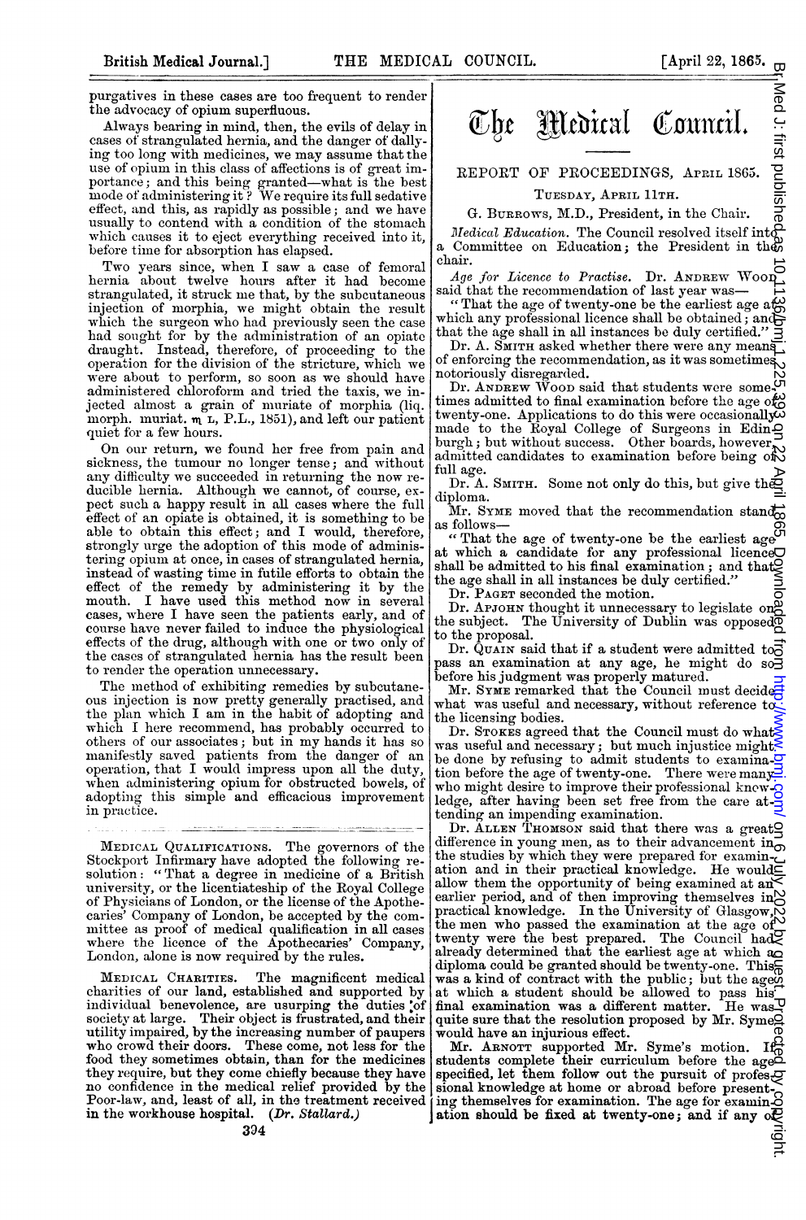purgatives in these cases are too frequent to render the advocacy of opium superfluous.

Always bearing in mind, then, the evils of delay in cases of strangulated hernia, and the danger of dallying too long with medicines, we may assume that the use of opium in this class of affections is of great importance; and this being granted—what is the best mode of administering it? We require its full sedative effect, and this, as rapidly as possible; and we have usually to contend with a condition of the stomach which causes it to eject everything received into it, before time for absorption has elapsed.

Two years since, when I saw a case of femoral hernia about twelve hours after it had become strangulated, it struck me that, by the subcutaneous injection of morphia, we might obtain the result which the surgeon who had previously seen the case had sought for by the administration of an opiate draught. Instead, therefore, of proceeding to the operation for the division of the stricture, which we were about to perform, so soon as we should have administered chloroform and tried the taxis, we injected almost a grain of muriate of morphia (liq. morph. muriat. ♏ L, P.L., 1851), and left our patient quiet for a few hours.

On our return, we found her free from pain and sickness, the tumour no longer tense; and without any difficulty we succeeded in returning the now reducible hernia. Although we cannot, of course, expect such a happy result in all cases where the full effect of an opiate is obtained, it is something to be able to obtain this effect; and I would, therefore, strongly urge the adoption of this mode of administering opium at once, in cases of strangulated hernia, instead of wasting time in futile efforts to obtain the effect of the remedy by administering it by the mouth. I have used this method now in several cases, where I have seen the patients early, and of course have never failed to induce the physiological effects of the drug, although with one or two only of the cases of strangulated hernia has the result been to render the operation unnecessary.

The method of exhibiting remedies by subcutaneous injection is now pretty generally practised, and the plan which I am in the habit of adopting and which I here recommend, has probably occurred to others of our associates; but in my hands it has so manifestly saved patients from the danger of an operation, that I would impress upon all the duty, when administering opium for obstructed bowels, of adopting this simple and efficacious improvement in practice.

---

Medical Qualifications. The governors of the Stockport Infirmary have adopted the following resolution: "That a degree in medicine of a British university, or the licentiateship of the Royal College of Physicians of London, or the license of the Apothecaries' Company of London, be accepted by the committee as proof of medical qualification in all cases where the licence of the Apothecaries' Company, London, alone is now required by the rules.

Medical Charities. The magnificent medical charities of our land, established and supported by individual benevolence, are usurping the duties of society at large. Their object is frustrated, and their utility impaired, by the increasing number of paupers who crowd their doors. These come, not less for the food they sometimes obtain, than for the medicines they require, but they come chiefly because they have no confidence in the medical relief provided by the Poor-law, and, least of all, in the treatment received in the workhouse hospital. (*Dr. Stallard.*)

# The Medical Council.

## REPORT OF PROCEEDINGS, April 1865.

### Tuesday, April 11th.

G. Burrows, M.D., President, in the Chair.

*Medical Education.* The Council resolved itself into a Committee on Education; the President in the chair.

*Age for Licence to Practise.* Dr. Andrew Wood said that the recommendation of last year was—

"That the age of twenty-one be the earliest age at which any professional licence shall be obtained; and that the age shall in all instances be duly certified."

Dr. A. Smith asked whether there were any means of enforcing the recommendation, as it was sometimes notoriously disregarded.

Dr. Andrew Wood said that students were sometimes admitted to final examination before the age of twenty-one. Applications to do this were occasionally made to the Royal College of Surgeons in Edinburgh; but without success. Other boards, however, admitted candidates to examination before being of full age.

Dr. A. Smith. Some not only do this, but give the diploma.

Mr. Syme moved that the recommendation stand as follows—

"That the age of twenty-one be the earliest age at which a candidate for any professional licence shall be admitted to his final examination; and that the age shall in all instances be duly certified."

Dr. Paget seconded the motion.

Dr. Apjohn thought it unnecessary to legislate on the subject. The University of Dublin was opposed to the proposal.

Dr. Quain said that if a student were admitted to pass an examination at any age, he might do so before his judgment was properly matured.

Mr. Syme remarked that the Council must decide what was useful and necessary, without reference to the licensing bodies.

Dr. Stokes agreed that the Council must do what was useful and necessary; but much injustice might be done by refusing to admit students to examination before the age of twenty-one. There were many who might desire to improve their professional knowledge, after having been set free from the care attending an impending examination.

Dr. Allen Thomson said that there was a great difference in young men, as to their advancement in the studies by which they were prepared for examination and in their practical knowledge. He would allow them the opportunity of being examined at an earlier period, and of then improving themselves in practical knowledge. In the University of Glasgow, the men who passed the examination at the age of twenty were the best prepared. The Council had already determined that the earliest age at which a diploma could be granted should be twenty-one. This was a kind of contract with the public; but the age at which a student should be allowed to pass his final examination was a different matter. He was quite sure that the resolution proposed by Mr. Syme would have an injurious effect.

Mr. Arnott supported Mr. Syme's motion. If students complete their curriculum before the age specified, let them follow out the pursuit of professional knowledge at home or abroad before presenting themselves for examination. The age for examination should be fixed at twenty-one; and if any of